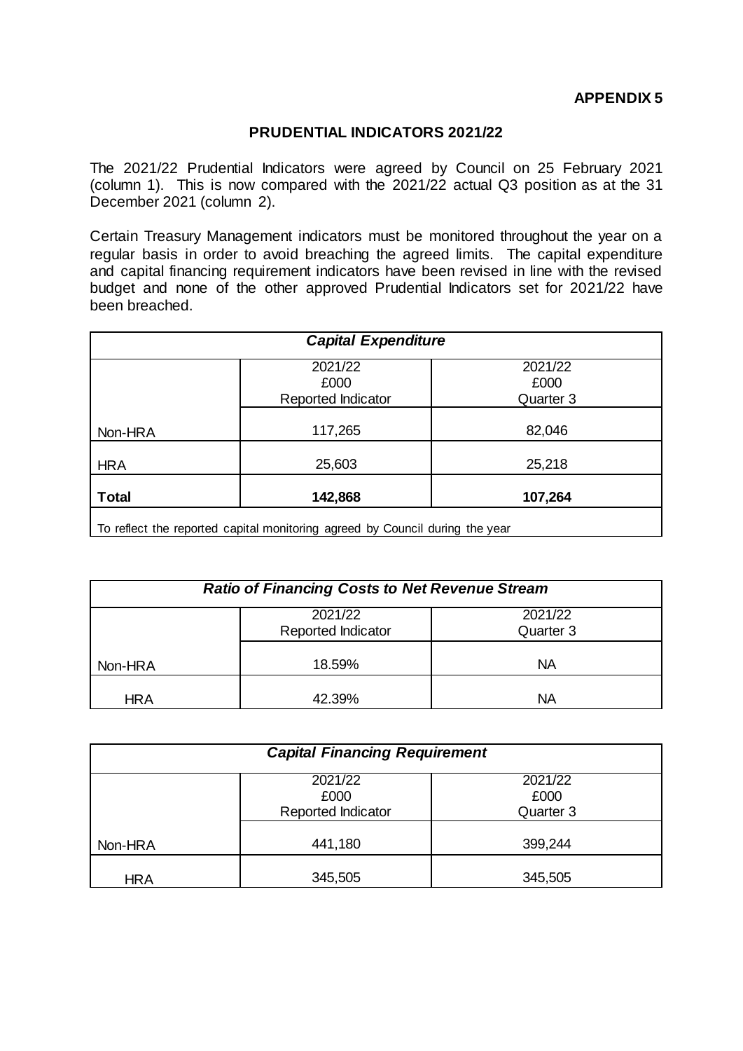**APPENDIX 5**

## PRUDENTIAL INDICATORS 2021/22

The 2021/22 Prudential Indicators were agreed by Council on 25 February 2021 (column 1). This is now compared with the 2021/22 actual Q3 position as at the 31 December 2021 (column 2).

Certain Treasury Management indicators must be monitored throughout the year on a regular basis in order to avoid breaching the agreed limits. The capital expenditure and capital financing requirement indicators have been revised in line with the revised budget and none of the other approved Prudential Indicators set for 2021/22 have been breached.

| ***Capital Expenditure*** | | |
|---|---|---|
| | 2021/22<br>£000<br>Reported Indicator | 2021/22<br>£000<br>Quarter 3 |
| Non-HRA | 117,265 | 82,046 |
| HRA | 25,603 | 25,218 |
| **Total** | **142,868** | **107,264** |
| To reflect the reported capital monitoring agreed by Council during the year | | |

| ***Ratio of Financing Costs to Net Revenue Stream*** | | |
|---|---|---|
| | 2021/22<br>Reported Indicator | 2021/22<br>Quarter 3 |
| Non-HRA | 18.59% | NA |
| HRA | 42.39% | NA |

| ***Capital Financing Requirement*** | | |
|---|---|---|
| | 2021/22<br>£000<br>Reported Indicator | 2021/22<br>£000<br>Quarter 3 |
| Non-HRA | 441,180 | 399,244 |
| HRA | 345,505 | 345,505 |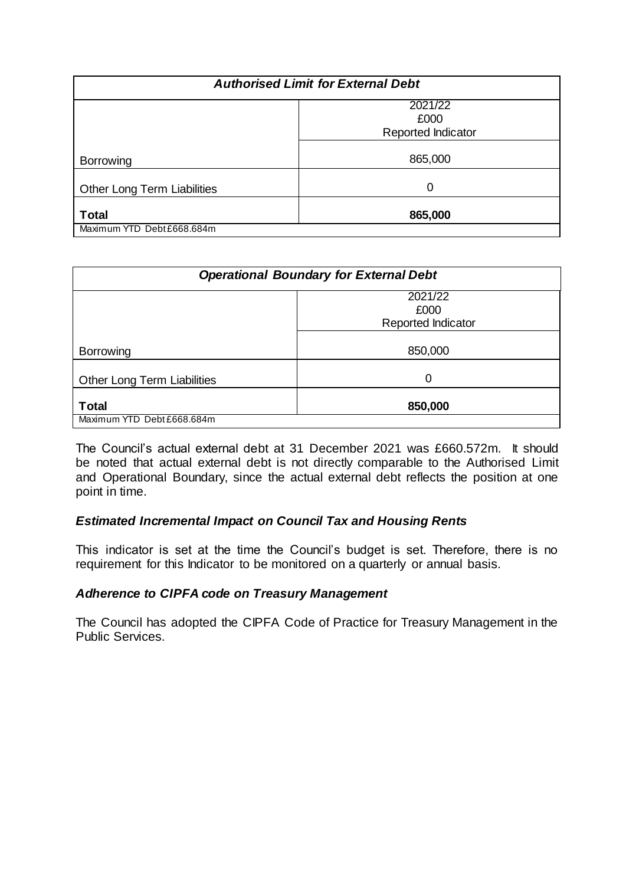| *Authorised Limit for External Debt* | |
|---|---|
| | 2021/22<br>£000<br>Reported Indicator |
| Borrowing | 865,000 |
| Other Long Term Liabilities | 0 |
| **Total** | **865,000** |
| Maximum YTD Debt £668.684m | |

| *Operational Boundary for External Debt* | |
|---|---|
| | 2021/22<br>£000<br>Reported Indicator |
| Borrowing | 850,000 |
| Other Long Term Liabilities | 0 |
| **Total** | **850,000** |
| Maximum YTD Debt £668.684m | |

The Council's actual external debt at 31 December 2021 was £660.572m. It should be noted that actual external debt is not directly comparable to the Authorised Limit and Operational Boundary, since the actual external debt reflects the position at one point in time.

### *Estimated Incremental Impact on Council Tax and Housing Rents*

This indicator is set at the time the Council's budget is set. Therefore, there is no requirement for this Indicator to be monitored on a quarterly or annual basis.

### *Adherence to CIPFA code on Treasury Management*

The Council has adopted the CIPFA Code of Practice for Treasury Management in the Public Services.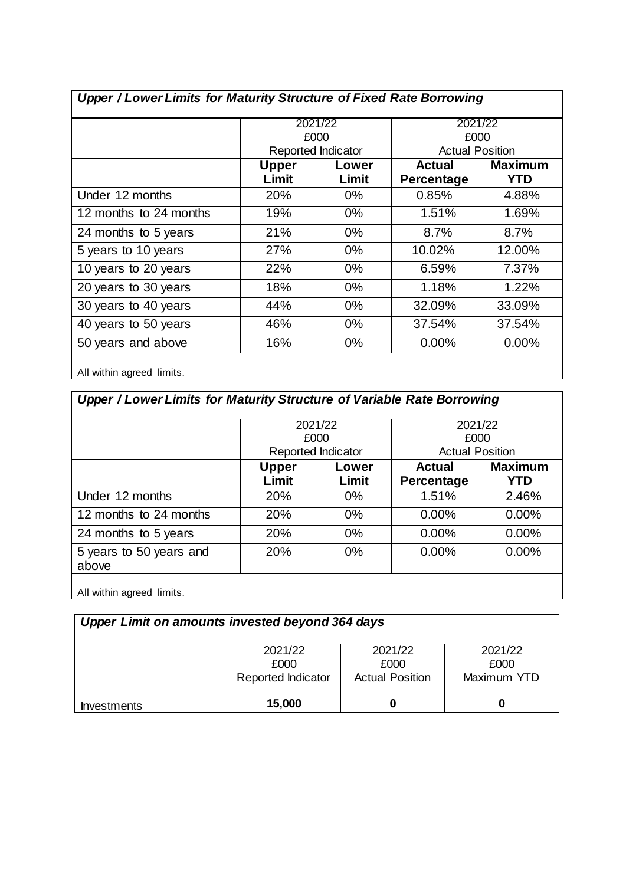***Upper / Lower Limits for Maturity Structure of Fixed Rate Borrowing***

| | 2021/22<br>£000<br>Reported Indicator | | 2021/22<br>£000<br>Actual Position | |
|---|---|---|---|---|
| | **Upper Limit** | **Lower Limit** | **Actual Percentage** | **Maximum YTD** |
| Under 12 months | 20% | 0% | 0.85% | 4.88% |
| 12 months to 24 months | 19% | 0% | 1.51% | 1.69% |
| 24 months to 5 years | 21% | 0% | 8.7% | 8.7% |
| 5 years to 10 years | 27% | 0% | 10.02% | 12.00% |
| 10 years to 20 years | 22% | 0% | 6.59% | 7.37% |
| 20 years to 30 years | 18% | 0% | 1.18% | 1.22% |
| 30 years to 40 years | 44% | 0% | 32.09% | 33.09% |
| 40 years to 50 years | 46% | 0% | 37.54% | 37.54% |
| 50 years and above | 16% | 0% | 0.00% | 0.00% |

All within agreed limits.

***Upper / Lower Limits for Maturity Structure of Variable Rate Borrowing***

| | 2021/22<br>£000<br>Reported Indicator | | 2021/22<br>£000<br>Actual Position | |
|---|---|---|---|---|
| | **Upper Limit** | **Lower Limit** | **Actual Percentage** | **Maximum YTD** |
| Under 12 months | 20% | 0% | 1.51% | 2.46% |
| 12 months to 24 months | 20% | 0% | 0.00% | 0.00% |
| 24 months to 5 years | 20% | 0% | 0.00% | 0.00% |
| 5 years to 50 years and above | 20% | 0% | 0.00% | 0.00% |

All within agreed limits.

***Upper Limit on amounts invested beyond 364 days***

| | 2021/22<br>£000<br>Reported Indicator | 2021/22<br>£000<br>Actual Position | 2021/22<br>£000<br>Maximum YTD |
|---|---|---|---|
| Investments | **15,000** | **0** | **0** |